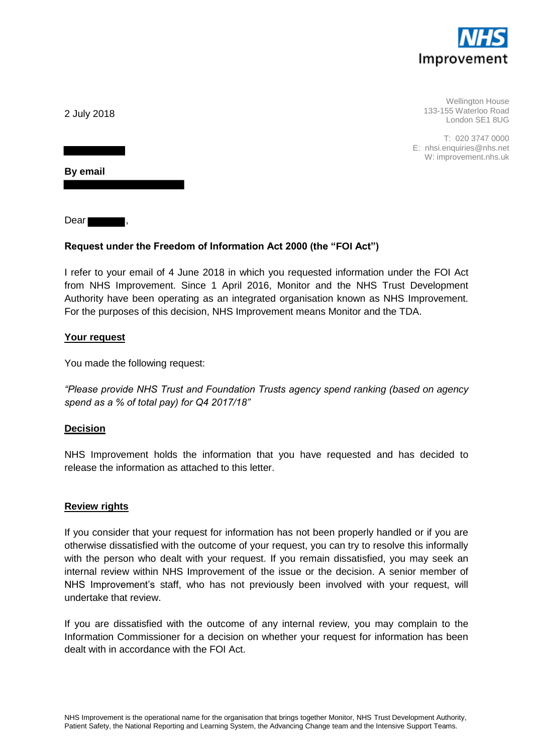**NHS Improvement**

2 July 2018

Wellington House
133-155 Waterloo Road
London SE1 8UG

T: 020 3747 0000
E: nhsi.enquiries@nhs.net
W: improvement.nhs.uk

**By email**

Dear ,

**Request under the Freedom of Information Act 2000 (the "FOI Act")**

I refer to your email of 4 June 2018 in which you requested information under the FOI Act from NHS Improvement. Since 1 April 2016, Monitor and the NHS Trust Development Authority have been operating as an integrated organisation known as NHS Improvement. For the purposes of this decision, NHS Improvement means Monitor and the TDA.

**Your request**

You made the following request:

*"Please provide NHS Trust and Foundation Trusts agency spend ranking (based on agency spend as a % of total pay) for Q4 2017/18"*

**Decision**

NHS Improvement holds the information that you have requested and has decided to release the information as attached to this letter.

**Review rights**

If you consider that your request for information has not been properly handled or if you are otherwise dissatisfied with the outcome of your request, you can try to resolve this informally with the person who dealt with your request. If you remain dissatisfied, you may seek an internal review within NHS Improvement of the issue or the decision. A senior member of NHS Improvement's staff, who has not previously been involved with your request, will undertake that review.

If you are dissatisfied with the outcome of any internal review, you may complain to the Information Commissioner for a decision on whether your request for information has been dealt with in accordance with the FOI Act.

NHS Improvement is the operational name for the organisation that brings together Monitor, NHS Trust Development Authority, Patient Safety, the National Reporting and Learning System, the Advancing Change team and the Intensive Support Teams.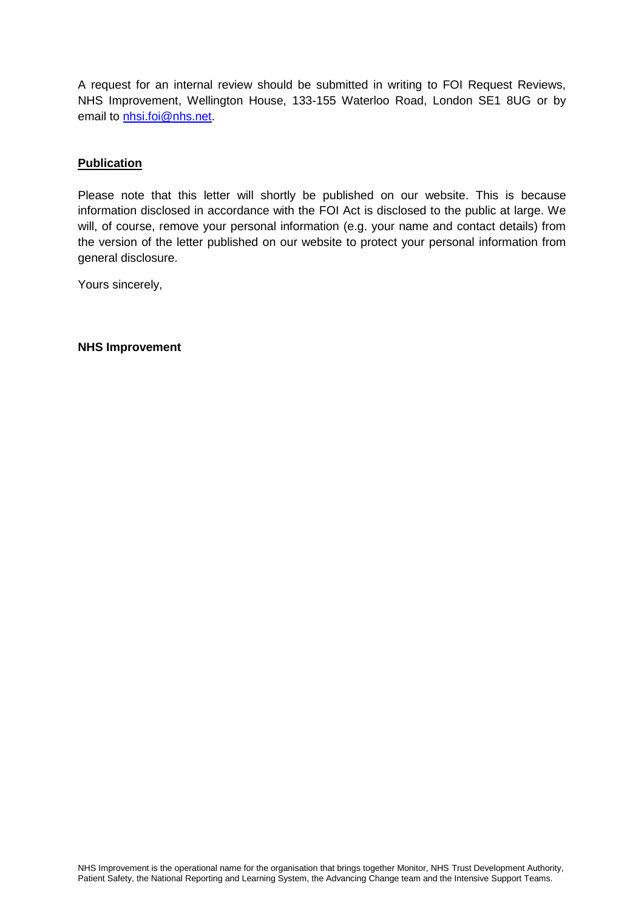A request for an internal review should be submitted in writing to FOI Request Reviews, NHS Improvement, Wellington House, 133-155 Waterloo Road, London SE1 8UG or by email to nhsi.foi@nhs.net.

**Publication**

Please note that this letter will shortly be published on our website. This is because information disclosed in accordance with the FOI Act is disclosed to the public at large. We will, of course, remove your personal information (e.g. your name and contact details) from the version of the letter published on our website to protect your personal information from general disclosure.

Yours sincerely,

**NHS Improvement**

NHS Improvement is the operational name for the organisation that brings together Monitor, NHS Trust Development Authority, Patient Safety, the National Reporting and Learning System, the Advancing Change team and the Intensive Support Teams.